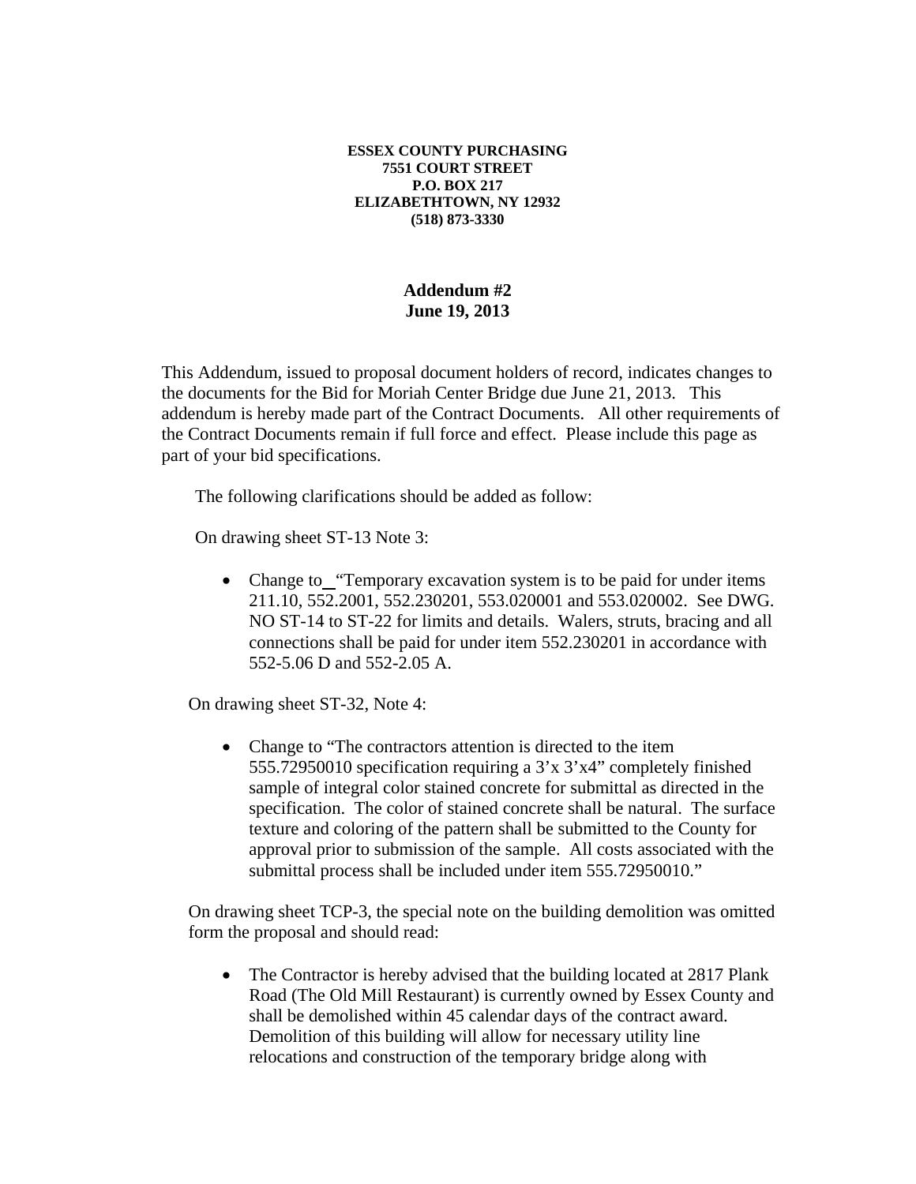**ESSEX COUNTY PURCHASING**
**7551 COURT STREET**
**P.O. BOX 217**
**ELIZABETHTOWN, NY 12932**
**(518) 873-3330**

# Addendum #2
## June 19, 2013

This Addendum, issued to proposal document holders of record, indicates changes to the documents for the Bid for Moriah Center Bridge due June 21, 2013. This addendum is hereby made part of the Contract Documents. All other requirements of the Contract Documents remain if full force and effect. Please include this page as part of your bid specifications.

The following clarifications should be added as follow:

On drawing sheet ST-13 Note 3:

- Change to "Temporary excavation system is to be paid for under items 211.10, 552.2001, 552.230201, 553.020001 and 553.020002. See DWG. NO ST-14 to ST-22 for limits and details. Walers, struts, bracing and all connections shall be paid for under item 552.230201 in accordance with 552-5.06 D and 552-2.05 A.

On drawing sheet ST-32, Note 4:

- Change to "The contractors attention is directed to the item 555.72950010 specification requiring a 3'x 3'x4" completely finished sample of integral color stained concrete for submittal as directed in the specification. The color of stained concrete shall be natural. The surface texture and coloring of the pattern shall be submitted to the County for approval prior to submission of the sample. All costs associated with the submittal process shall be included under item 555.72950010."

On drawing sheet TCP-3, the special note on the building demolition was omitted form the proposal and should read:

- The Contractor is hereby advised that the building located at 2817 Plank Road (The Old Mill Restaurant) is currently owned by Essex County and shall be demolished within 45 calendar days of the contract award. Demolition of this building will allow for necessary utility line relocations and construction of the temporary bridge along with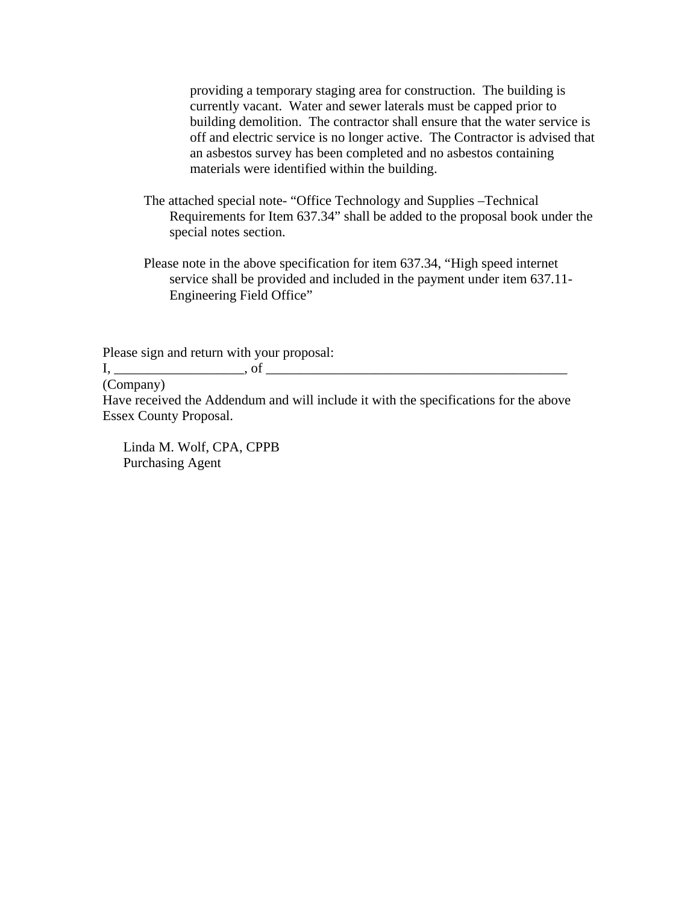providing a temporary staging area for construction. The building is currently vacant. Water and sewer laterals must be capped prior to building demolition. The contractor shall ensure that the water service is off and electric service is no longer active. The Contractor is advised that an asbestos survey has been completed and no asbestos containing materials were identified within the building.

The attached special note- “Office Technology and Supplies –Technical Requirements for Item 637.34” shall be added to the proposal book under the special notes section.

Please note in the above specification for item 637.34, “High speed internet service shall be provided and included in the payment under item 637.11-Engineering Field Office”

Please sign and return with your proposal:
I, ___________________, of _____________________________________________
(Company)
Have received the Addendum and will include it with the specifications for the above Essex County Proposal.

Linda M. Wolf, CPA, CPPB
Purchasing Agent